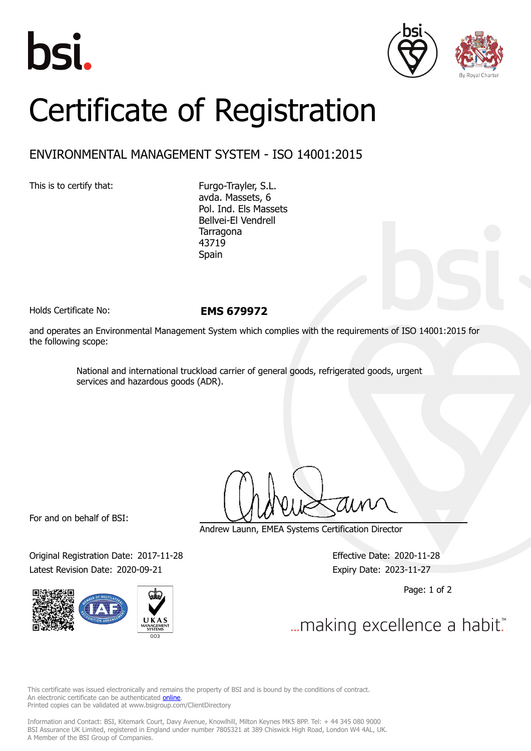# Certificate of Registration

## ENVIRONMENTAL MANAGEMENT SYSTEM - ISO 14001:2015

This is to certify that:

Furgo-Trayler, S.L.
avda. Massets, 6
Pol. Ind. Els Massets
Bellvei-El Vendrell
Tarragona
43719
Spain

Holds Certificate No: **EMS 679972**

and operates an Environmental Management System which complies with the requirements of ISO 14001:2015 for the following scope:

> National and international truckload carrier of general goods, refrigerated goods, urgent services and hazardous goods (ADR).

For and on behalf of BSI:

Andrew Launn, EMEA Systems Certification Director

Original Registration Date: 2017-11-28
Latest Revision Date: 2020-09-21

Effective Date: 2020-11-28
Expiry Date: 2023-11-27

...making excellence a habit.™

This certificate was issued electronically and remains the property of BSI and is bound by the conditions of contract.
An electronic certificate can be authenticated online.
Printed copies can be validated at www.bsigroup.com/ClientDirectory

Information and Contact: BSI, Kitemark Court, Davy Avenue, Knowlhill, Milton Keynes MK5 8PP. Tel: + 44 345 080 9000
BSI Assurance UK Limited, registered in England under number 7805321 at 389 Chiswick High Road, London W4 4AL, UK.
A Member of the BSI Group of Companies.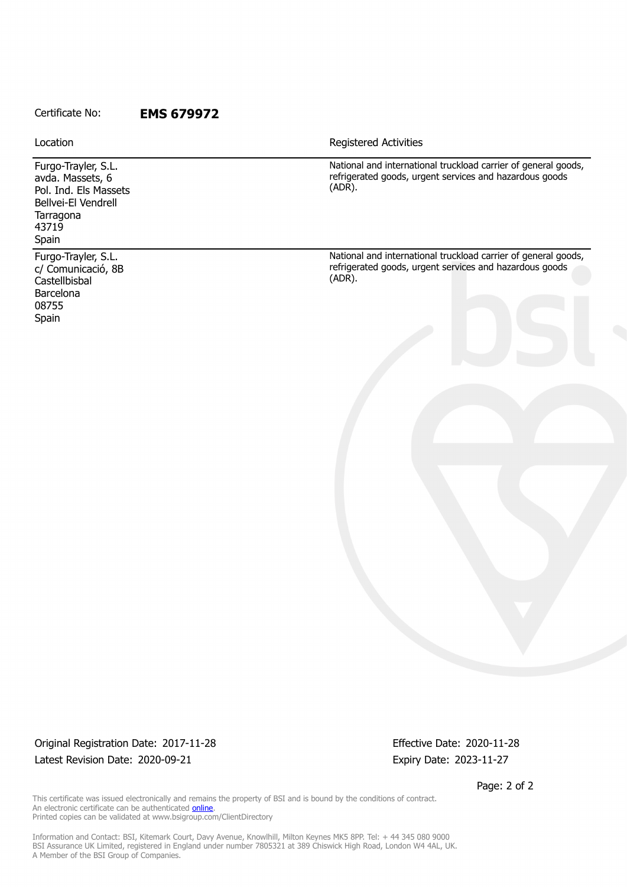Certificate No: **EMS 679972**

| Location | Registered Activities |
|---|---|
| Furgo-Trayler, S.L.<br>avda. Massets, 6<br>Pol. Ind. Els Massets<br>Bellvei-El Vendrell<br>Tarragona<br>43719<br>Spain | National and international truckload carrier of general goods, refrigerated goods, urgent services and hazardous goods (ADR). |
| Furgo-Trayler, S.L.<br>c/ Comunicació, 8B<br>Castellbisbal<br>Barcelona<br>08755<br>Spain | National and international truckload carrier of general goods, refrigerated goods, urgent services and hazardous goods (ADR). |

Original Registration Date: 2017-11-28

Latest Revision Date: 2020-09-21

Effective Date: 2020-11-28

Expiry Date: 2023-11-27

This certificate was issued electronically and remains the property of BSI and is bound by the conditions of contract.
An electronic certificate can be authenticated online.
Printed copies can be validated at www.bsigroup.com/ClientDirectory

Information and Contact: BSI, Kitemark Court, Davy Avenue, Knowlhill, Milton Keynes MK5 8PP. Tel: + 44 345 080 9000
BSI Assurance UK Limited, registered in England under number 7805321 at 389 Chiswick High Road, London W4 4AL, UK.
A Member of the BSI Group of Companies.